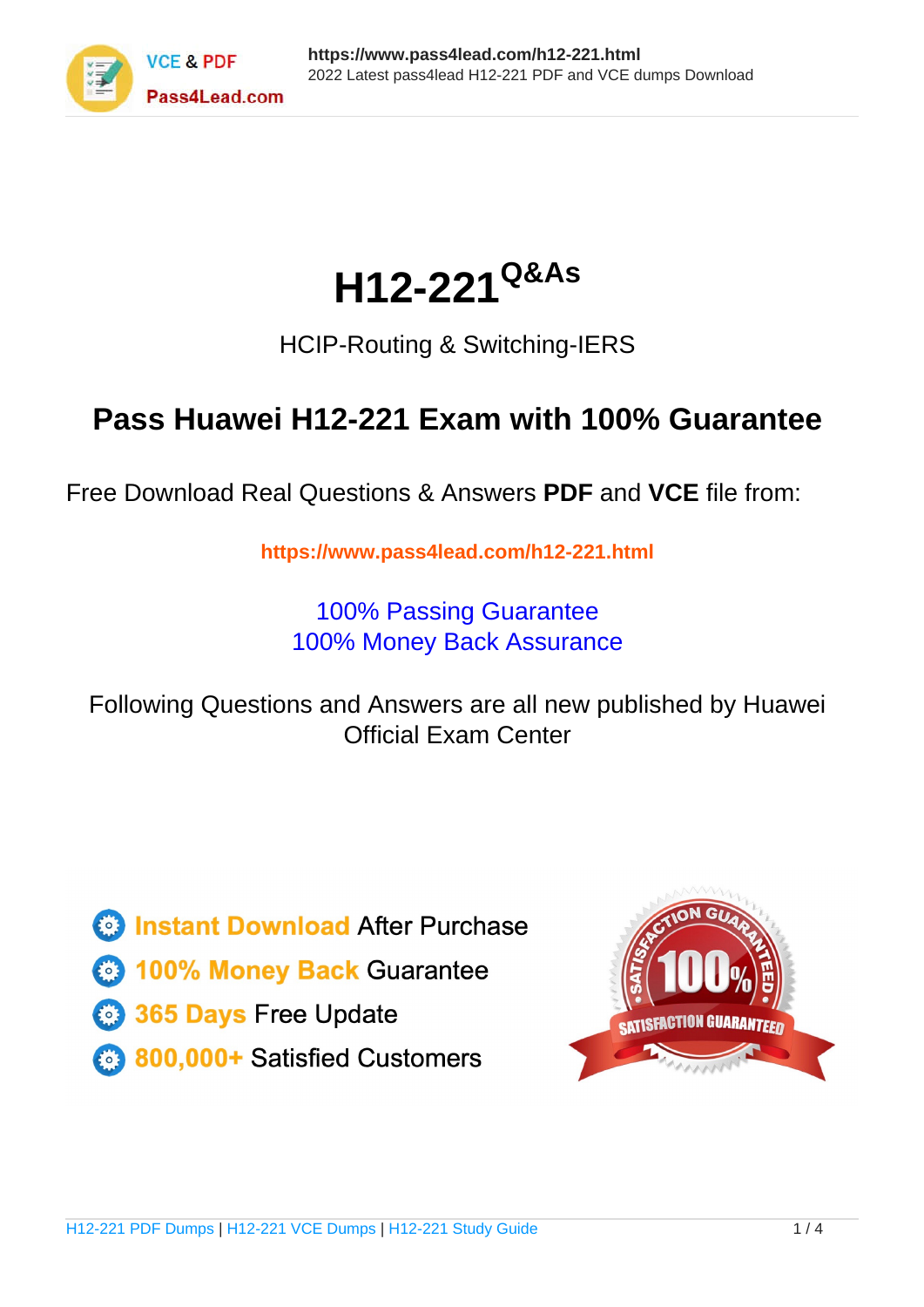# H12-221[Q&As]

HCIP-Routing & Switching-IERS

## Pass Huawei H12-221 Exam with 100% Guarantee

Free Download Real Questions & Answers **PDF** and **VCE** file from:

**https://www.pass4lead.com/h12-221.html**

100% Passing Guarantee
100% Money Back Assurance

Following Questions and Answers are all new published by Huawei Official Exam Center

- **Instant Download** After Purchase
- **100% Money Back** Guarantee
- **365 Days** Free Update
- **800,000+** Satisfied Customers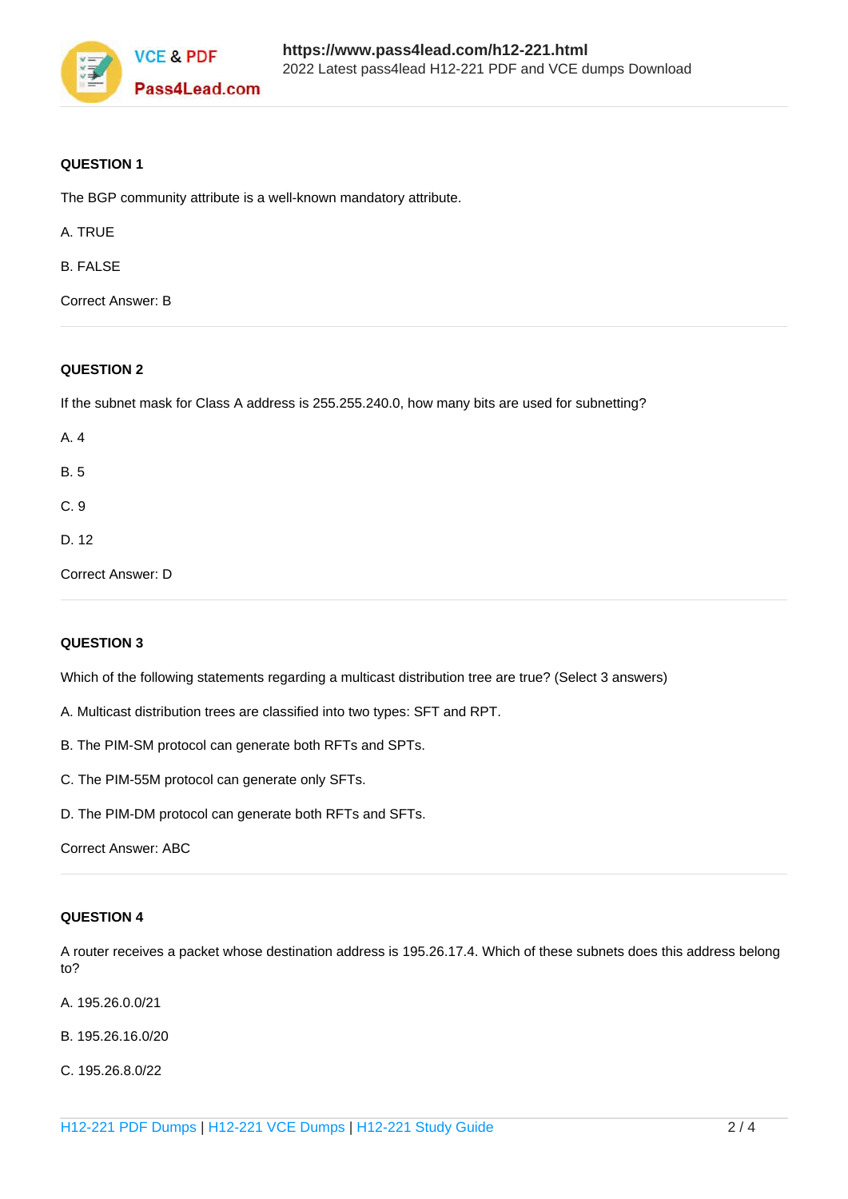**QUESTION 1**

The BGP community attribute is a well-known mandatory attribute.

A. TRUE

B. FALSE

Correct Answer: B

**QUESTION 2**

If the subnet mask for Class A address is 255.255.240.0, how many bits are used for subnetting?

A. 4

B. 5

C. 9

D. 12

Correct Answer: D

**QUESTION 3**

Which of the following statements regarding a multicast distribution tree are true? (Select 3 answers)

A. Multicast distribution trees are classified into two types: SFT and RPT.

B. The PIM-SM protocol can generate both RFTs and SPTs.

C. The PIM-55M protocol can generate only SFTs.

D. The PIM-DM protocol can generate both RFTs and SFTs.

Correct Answer: ABC

**QUESTION 4**

A router receives a packet whose destination address is 195.26.17.4. Which of these subnets does this address belong to?

A. 195.26.0.0/21

B. 195.26.16.0/20

C. 195.26.8.0/22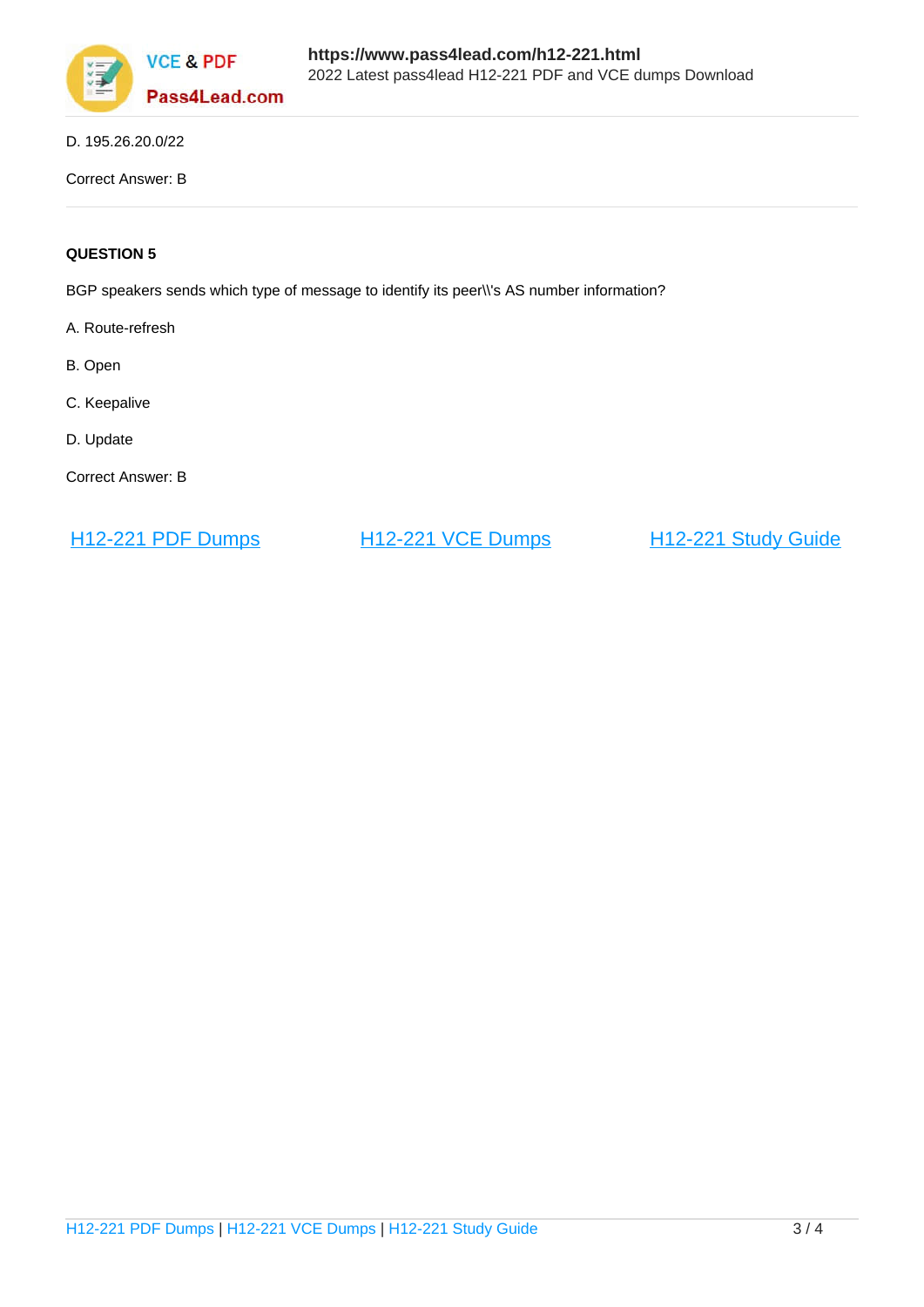D. 195.26.20.0/22

Correct Answer: B

**QUESTION 5**

BGP speakers sends which type of message to identify its peer\\'s AS number information?

A. Route-refresh

B. Open

C. Keepalive

D. Update

Correct Answer: B

[H12-221 PDF Dumps](https://www.pass4lead.com/h12-221.html) [H12-221 VCE Dumps](https://www.pass4lead.com/h12-221.html) [H12-221 Study Guide](https://www.pass4lead.com/h12-221.html)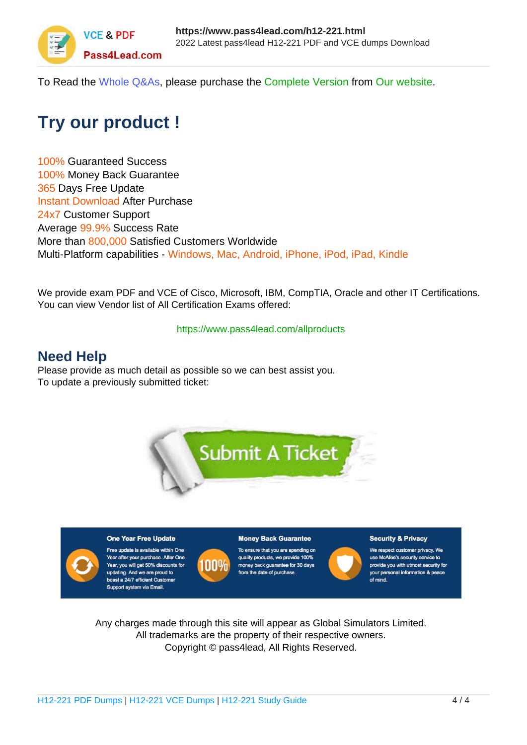To Read the Whole Q&As, please purchase the Complete Version from Our website.

# Try our product !

100% Guaranteed Success
100% Money Back Guarantee
365 Days Free Update
Instant Download After Purchase
24x7 Customer Support
Average 99.9% Success Rate
More than 800,000 Satisfied Customers Worldwide
Multi-Platform capabilities - Windows, Mac, Android, iPhone, iPod, iPad, Kindle

We provide exam PDF and VCE of Cisco, Microsoft, IBM, CompTIA, Oracle and other IT Certifications.
You can view Vendor list of All Certification Exams offered:

https://www.pass4lead.com/allproducts

## Need Help

Please provide as much detail as possible so we can best assist you.
To update a previously submitted ticket:

Submit A Ticket

**One Year Free Update**

Free update is available within One Year after your purchase. After One Year, you will get 50% discounts for updating. And we are proud to boast a 24/7 efficient Customer Support system via Email.

**Money Back Guarantee**

To ensure that you are spending on quality products, we provide 100% money back guarantee for 30 days from the date of purchase.

**Security & Privacy**

We respect customer privacy. We use McAfee's security service to provide you with utmost security for your personal information & peace of mind.

Any charges made through this site will appear as Global Simulators Limited.
All trademarks are the property of their respective owners.
Copyright © pass4lead, All Rights Reserved.